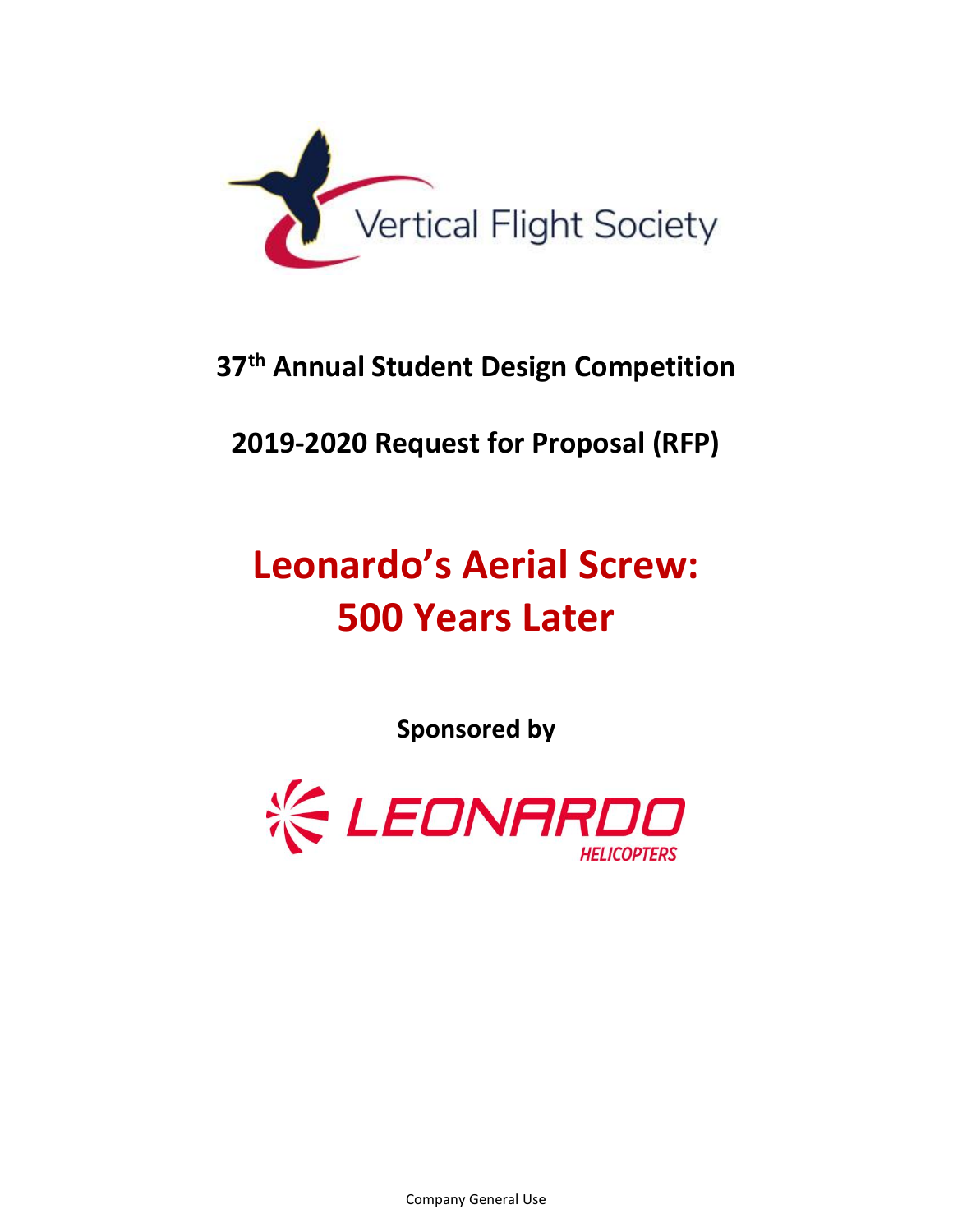Vertical Flight Society

**37th Annual Student Design Competition**

**2019-2020 Request for Proposal (RFP)**

# Leonardo's Aerial Screw: 500 Years Later

**Sponsored by**

LEONARDO HELICOPTERS

Company General Use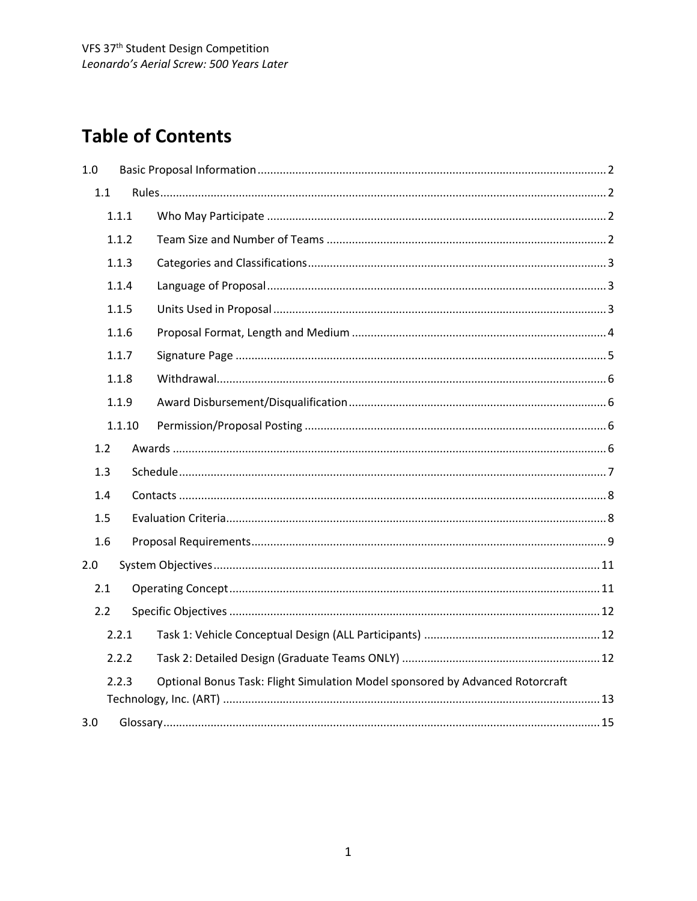# Table of Contents

- 1.0 Basic Proposal Information ... 2
  - 1.1 Rules ... 2
    - 1.1.1 Who May Participate ... 2
    - 1.1.2 Team Size and Number of Teams ... 2
    - 1.1.3 Categories and Classifications ... 3
    - 1.1.4 Language of Proposal ... 3
    - 1.1.5 Units Used in Proposal ... 3
    - 1.1.6 Proposal Format, Length and Medium ... 4
    - 1.1.7 Signature Page ... 5
    - 1.1.8 Withdrawal ... 6
    - 1.1.9 Award Disbursement/Disqualification ... 6
    - 1.1.10 Permission/Proposal Posting ... 6
  - 1.2 Awards ... 6
  - 1.3 Schedule ... 7
  - 1.4 Contacts ... 8
  - 1.5 Evaluation Criteria ... 8
  - 1.6 Proposal Requirements ... 9
- 2.0 System Objectives ... 11
  - 2.1 Operating Concept ... 11
  - 2.2 Specific Objectives ... 12
    - 2.2.1 Task 1: Vehicle Conceptual Design (ALL Participants) ... 12
    - 2.2.2 Task 2: Detailed Design (Graduate Teams ONLY) ... 12
    - 2.2.3 Optional Bonus Task: Flight Simulation Model sponsored by Advanced Rotorcraft Technology, Inc. (ART) ... 13
- 3.0 Glossary ... 15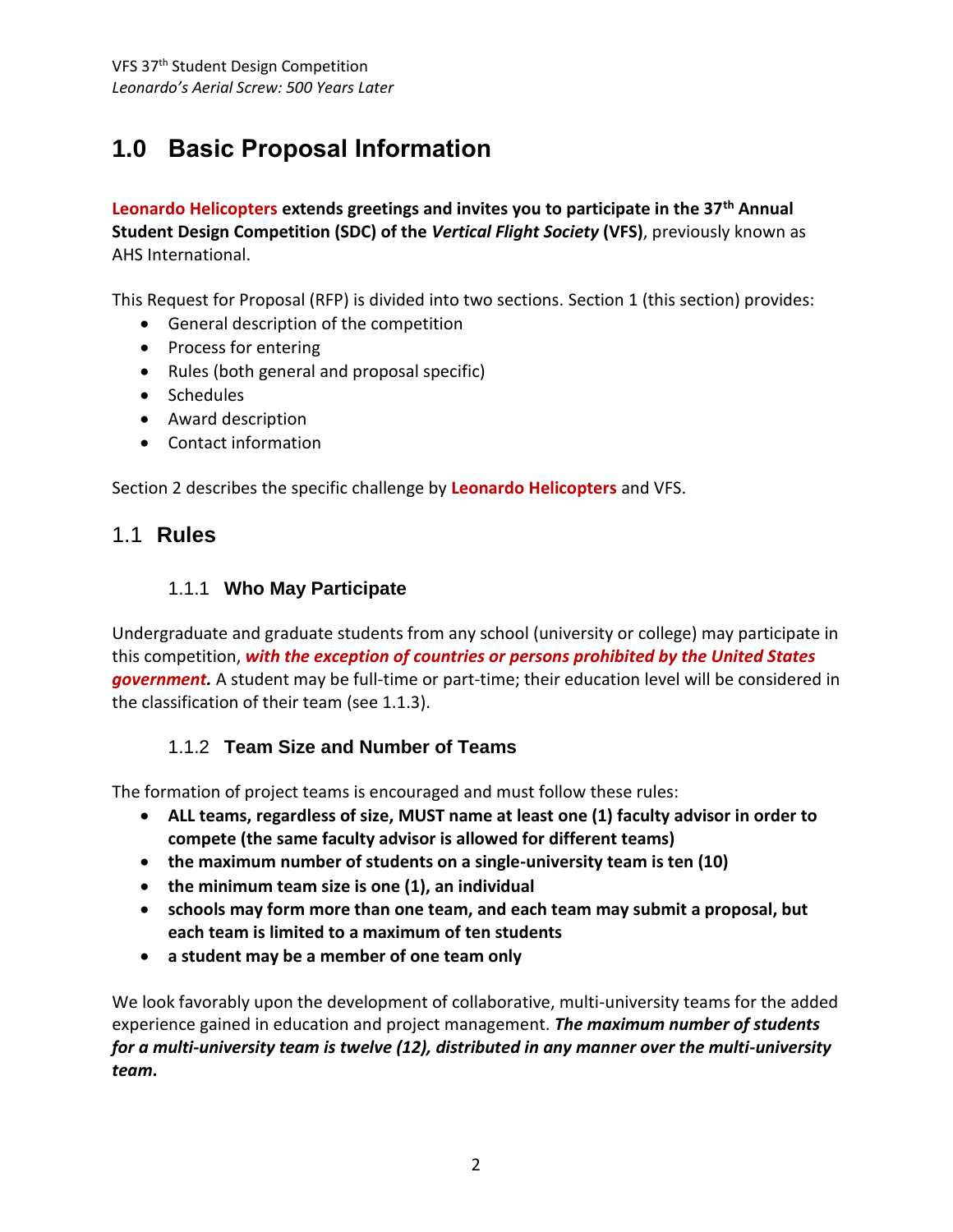# 1.0 Basic Proposal Information

**Leonardo Helicopters extends greetings and invites you to participate in the 37th Annual Student Design Competition (SDC) of the *Vertical Flight Society* (VFS)**, previously known as AHS International.

This Request for Proposal (RFP) is divided into two sections. Section 1 (this section) provides:

- General description of the competition
- Process for entering
- Rules (both general and proposal specific)
- Schedules
- Award description
- Contact information

Section 2 describes the specific challenge by **Leonardo Helicopters** and VFS.

## 1.1 Rules

### 1.1.1 Who May Participate

Undergraduate and graduate students from any school (university or college) may participate in this competition, ***with the exception of countries or persons prohibited by the United States government.*** A student may be full-time or part-time; their education level will be considered in the classification of their team (see 1.1.3).

### 1.1.2 Team Size and Number of Teams

The formation of project teams is encouraged and must follow these rules:

- **ALL teams, regardless of size, MUST name at least one (1) faculty advisor in order to compete (the same faculty advisor is allowed for different teams)**
- **the maximum number of students on a single-university team is ten (10)**
- **the minimum team size is one (1), an individual**
- **schools may form more than one team, and each team may submit a proposal, but each team is limited to a maximum of ten students**
- **a student may be a member of one team only**

We look favorably upon the development of collaborative, multi-university teams for the added experience gained in education and project management. ***The maximum number of students for a multi-university team is twelve (12), distributed in any manner over the multi-university team.***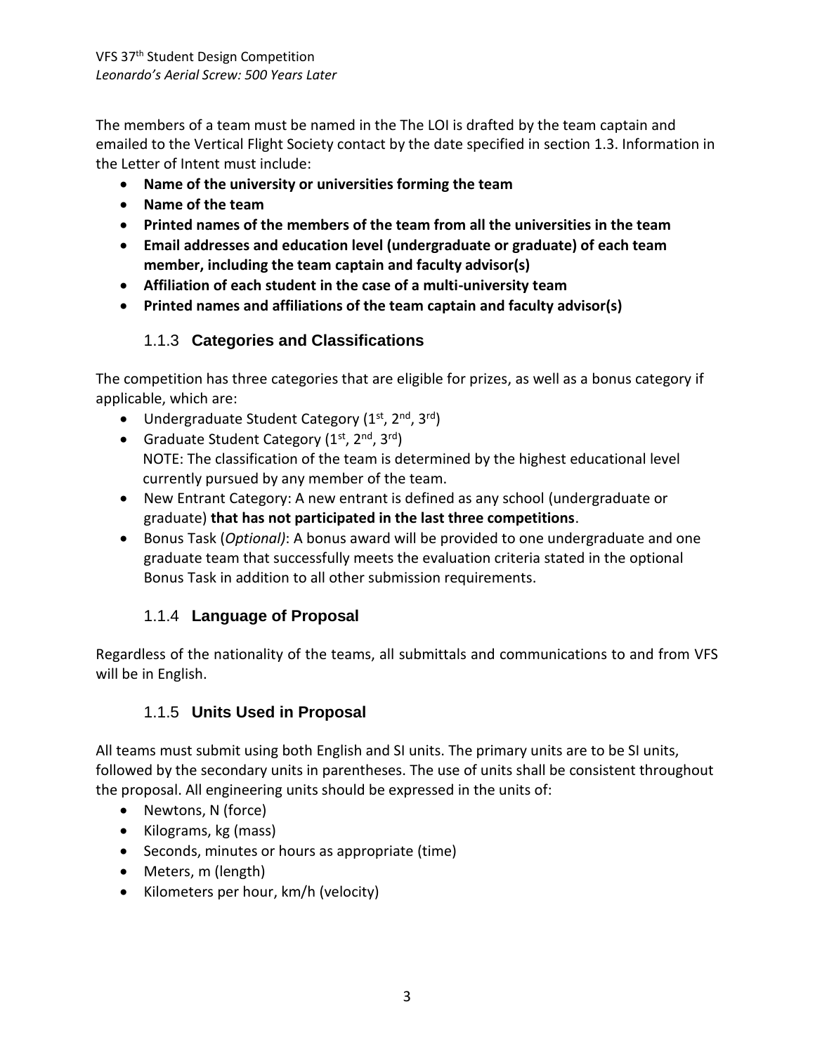The members of a team must be named in the The LOI is drafted by the team captain and emailed to the Vertical Flight Society contact by the date specified in section 1.3. Information in the Letter of Intent must include:

- **Name of the university or universities forming the team**
- **Name of the team**
- **Printed names of the members of the team from all the universities in the team**
- **Email addresses and education level (undergraduate or graduate) of each team member, including the team captain and faculty advisor(s)**
- **Affiliation of each student in the case of a multi-university team**
- **Printed names and affiliations of the team captain and faculty advisor(s)**

### 1.1.3 Categories and Classifications

The competition has three categories that are eligible for prizes, as well as a bonus category if applicable, which are:

- Undergraduate Student Category (1st, 2nd, 3rd)
- Graduate Student Category (1st, 2nd, 3rd)
  NOTE: The classification of the team is determined by the highest educational level currently pursued by any member of the team.
- New Entrant Category: A new entrant is defined as any school (undergraduate or graduate) **that has not participated in the last three competitions**.
- Bonus Task (*Optional)*: A bonus award will be provided to one undergraduate and one graduate team that successfully meets the evaluation criteria stated in the optional Bonus Task in addition to all other submission requirements.

### 1.1.4 Language of Proposal

Regardless of the nationality of the teams, all submittals and communications to and from VFS will be in English.

### 1.1.5 Units Used in Proposal

All teams must submit using both English and SI units. The primary units are to be SI units, followed by the secondary units in parentheses. The use of units shall be consistent throughout the proposal. All engineering units should be expressed in the units of:

- Newtons, N (force)
- Kilograms, kg (mass)
- Seconds, minutes or hours as appropriate (time)
- Meters, m (length)
- Kilometers per hour, km/h (velocity)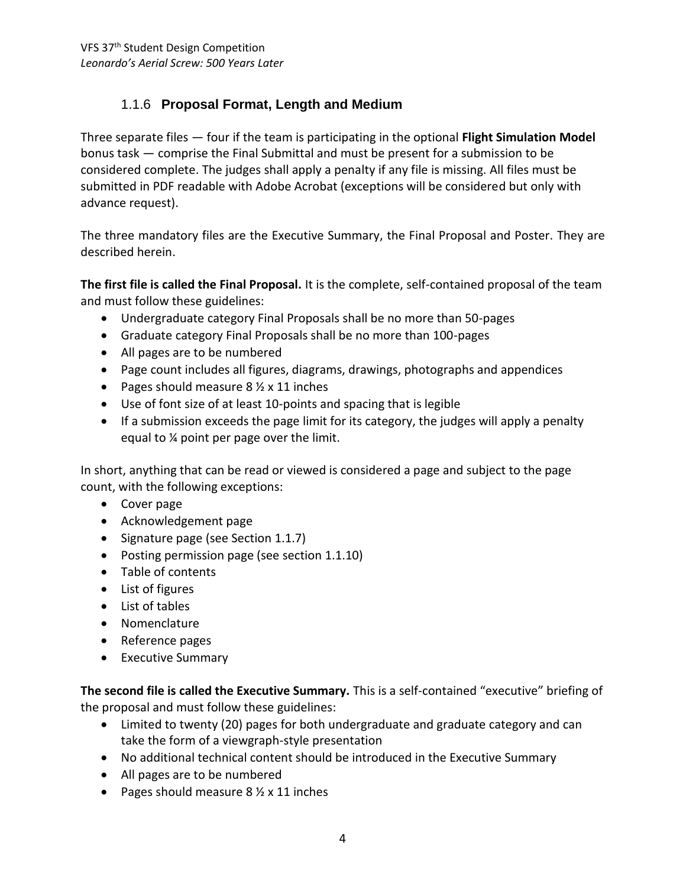### 1.1.6 **Proposal Format, Length and Medium**

Three separate files — four if the team is participating in the optional **Flight Simulation Model** bonus task — comprise the Final Submittal and must be present for a submission to be considered complete. The judges shall apply a penalty if any file is missing. All files must be submitted in PDF readable with Adobe Acrobat (exceptions will be considered but only with advance request).

The three mandatory files are the Executive Summary, the Final Proposal and Poster. They are described herein.

**The first file is called the Final Proposal.** It is the complete, self-contained proposal of the team and must follow these guidelines:

- Undergraduate category Final Proposals shall be no more than 50-pages
- Graduate category Final Proposals shall be no more than 100-pages
- All pages are to be numbered
- Page count includes all figures, diagrams, drawings, photographs and appendices
- Pages should measure 8 ½ x 11 inches
- Use of font size of at least 10-points and spacing that is legible
- If a submission exceeds the page limit for its category, the judges will apply a penalty equal to ¼ point per page over the limit.

In short, anything that can be read or viewed is considered a page and subject to the page count, with the following exceptions:

- Cover page
- Acknowledgement page
- Signature page (see Section 1.1.7)
- Posting permission page (see section 1.1.10)
- Table of contents
- List of figures
- List of tables
- Nomenclature
- Reference pages
- Executive Summary

**The second file is called the Executive Summary.** This is a self-contained "executive" briefing of the proposal and must follow these guidelines:

- Limited to twenty (20) pages for both undergraduate and graduate category and can take the form of a viewgraph-style presentation
- No additional technical content should be introduced in the Executive Summary
- All pages are to be numbered
- Pages should measure 8 ½ x 11 inches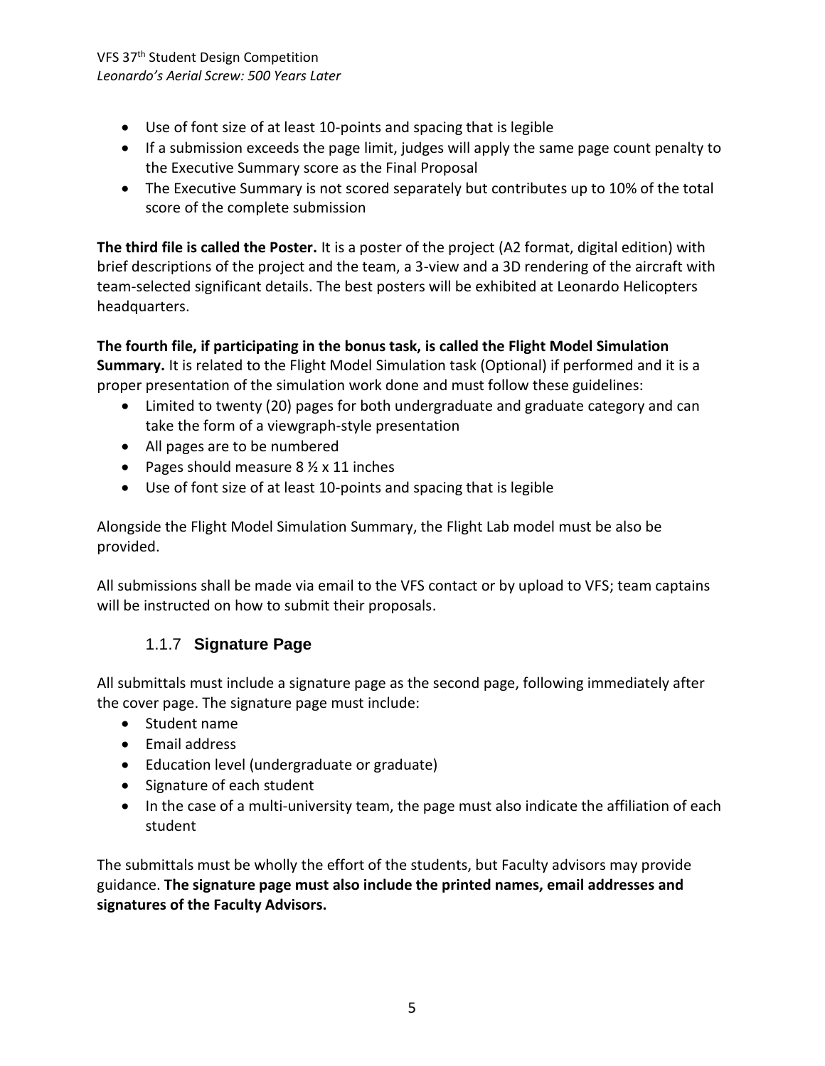- Use of font size of at least 10-points and spacing that is legible
- If a submission exceeds the page limit, judges will apply the same page count penalty to the Executive Summary score as the Final Proposal
- The Executive Summary is not scored separately but contributes up to 10% of the total score of the complete submission

**The third file is called the Poster.** It is a poster of the project (A2 format, digital edition) with brief descriptions of the project and the team, a 3-view and a 3D rendering of the aircraft with team-selected significant details. The best posters will be exhibited at Leonardo Helicopters headquarters.

**The fourth file, if participating in the bonus task, is called the Flight Model Simulation Summary.** It is related to the Flight Model Simulation task (Optional) if performed and it is a proper presentation of the simulation work done and must follow these guidelines:

- Limited to twenty (20) pages for both undergraduate and graduate category and can take the form of a viewgraph-style presentation
- All pages are to be numbered
- Pages should measure 8 ½ x 11 inches
- Use of font size of at least 10-points and spacing that is legible

Alongside the Flight Model Simulation Summary, the Flight Lab model must be also be provided.

All submissions shall be made via email to the VFS contact or by upload to VFS; team captains will be instructed on how to submit their proposals.

### 1.1.7 Signature Page

All submittals must include a signature page as the second page, following immediately after the cover page. The signature page must include:

- Student name
- Email address
- Education level (undergraduate or graduate)
- Signature of each student
- In the case of a multi-university team, the page must also indicate the affiliation of each student

The submittals must be wholly the effort of the students, but Faculty advisors may provide guidance. **The signature page must also include the printed names, email addresses and signatures of the Faculty Advisors.**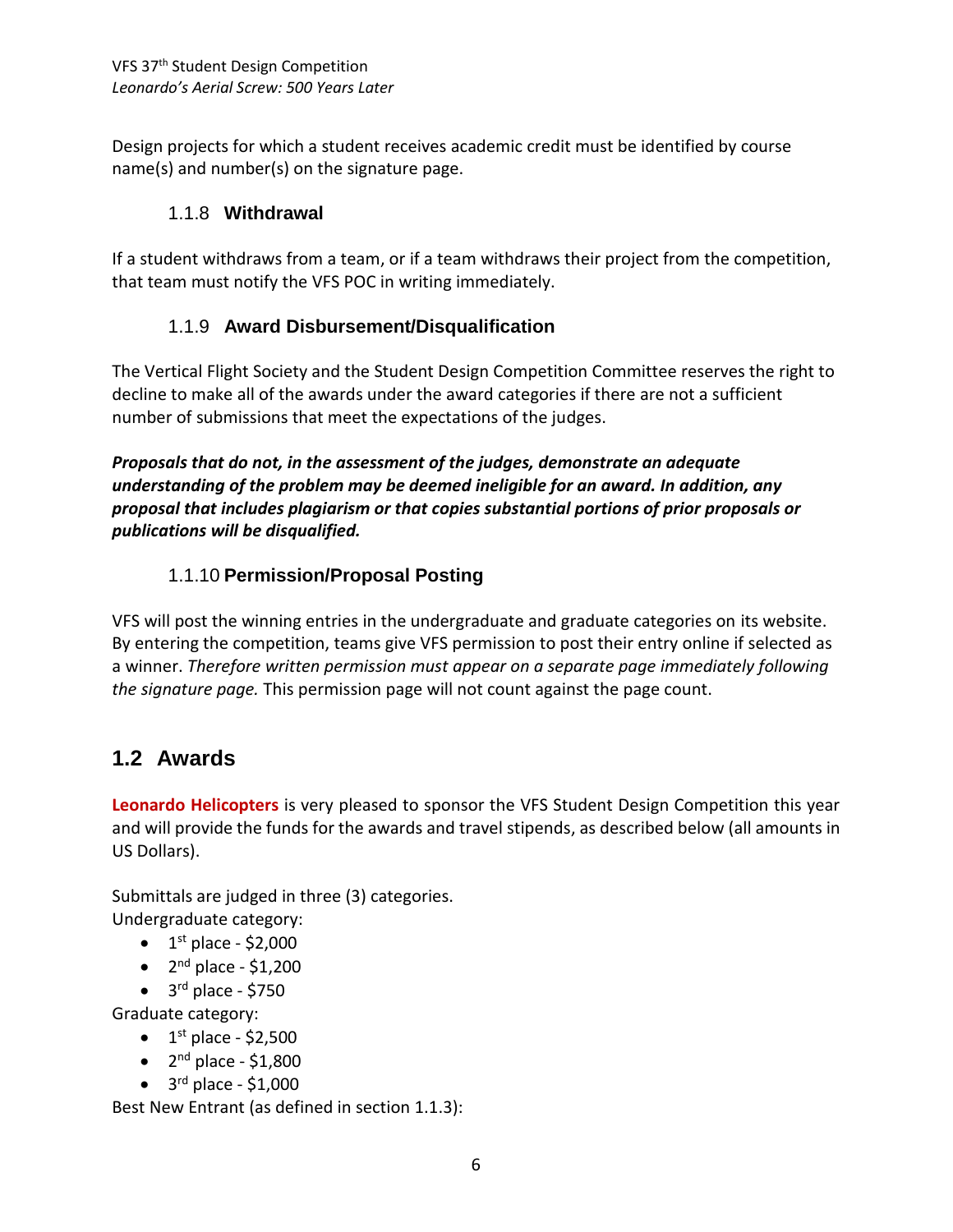Design projects for which a student receives academic credit must be identified by course name(s) and number(s) on the signature page.

### 1.1.8 Withdrawal

If a student withdraws from a team, or if a team withdraws their project from the competition, that team must notify the VFS POC in writing immediately.

### 1.1.9 Award Disbursement/Disqualification

The Vertical Flight Society and the Student Design Competition Committee reserves the right to decline to make all of the awards under the award categories if there are not a sufficient number of submissions that meet the expectations of the judges.

***Proposals that do not, in the assessment of the judges, demonstrate an adequate understanding of the problem may be deemed ineligible for an award. In addition, any proposal that includes plagiarism or that copies substantial portions of prior proposals or publications will be disqualified.***

### 1.1.10 Permission/Proposal Posting

VFS will post the winning entries in the undergraduate and graduate categories on its website. By entering the competition, teams give VFS permission to post their entry online if selected as a winner. *Therefore written permission must appear on a separate page immediately following the signature page.* This permission page will not count against the page count.

## 1.2 Awards

**Leonardo Helicopters** is very pleased to sponsor the VFS Student Design Competition this year and will provide the funds for the awards and travel stipends, as described below (all amounts in US Dollars).

Submittals are judged in three (3) categories.

Undergraduate category:

- 1st place - $2,000
- 2nd place - $1,200
- 3rd place - $750

Graduate category:

- 1st place - $2,500
- 2nd place - $1,800
- 3rd place - $1,000

Best New Entrant (as defined in section 1.1.3):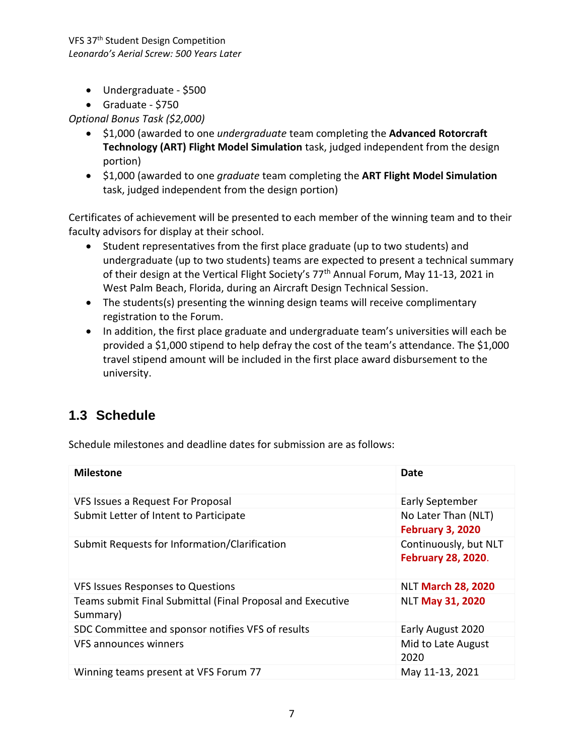- Undergraduate - $500
- Graduate - $750

*Optional Bonus Task ($2,000)*

- $1,000 (awarded to one *undergraduate* team completing the **Advanced Rotorcraft Technology (ART) Flight Model Simulation** task, judged independent from the design portion)
- $1,000 (awarded to one *graduate* team completing the **ART Flight Model Simulation** task, judged independent from the design portion)

Certificates of achievement will be presented to each member of the winning team and to their faculty advisors for display at their school.

- Student representatives from the first place graduate (up to two students) and undergraduate (up to two students) teams are expected to present a technical summary of their design at the Vertical Flight Society's 77th Annual Forum, May 11-13, 2021 in West Palm Beach, Florida, during an Aircraft Design Technical Session.
- The students(s) presenting the winning design teams will receive complimentary registration to the Forum.
- In addition, the first place graduate and undergraduate team's universities will each be provided a $1,000 stipend to help defray the cost of the team's attendance. The $1,000 travel stipend amount will be included in the first place award disbursement to the university.

## 1.3 Schedule

Schedule milestones and deadline dates for submission are as follows:

| Milestone | Date |
|---|---|
| VFS Issues a Request For Proposal | Early September |
| Submit Letter of Intent to Participate | No Later Than (NLT) **February 3, 2020** |
| Submit Requests for Information/Clarification | Continuously, but NLT **February 28, 2020**. |
| VFS Issues Responses to Questions | NLT **March 28, 2020** |
| Teams submit Final Submittal (Final Proposal and Executive Summary) | NLT **May 31, 2020** |
| SDC Committee and sponsor notifies VFS of results | Early August 2020 |
| VFS announces winners | Mid to Late August 2020 |
| Winning teams present at VFS Forum 77 | May 11-13, 2021 |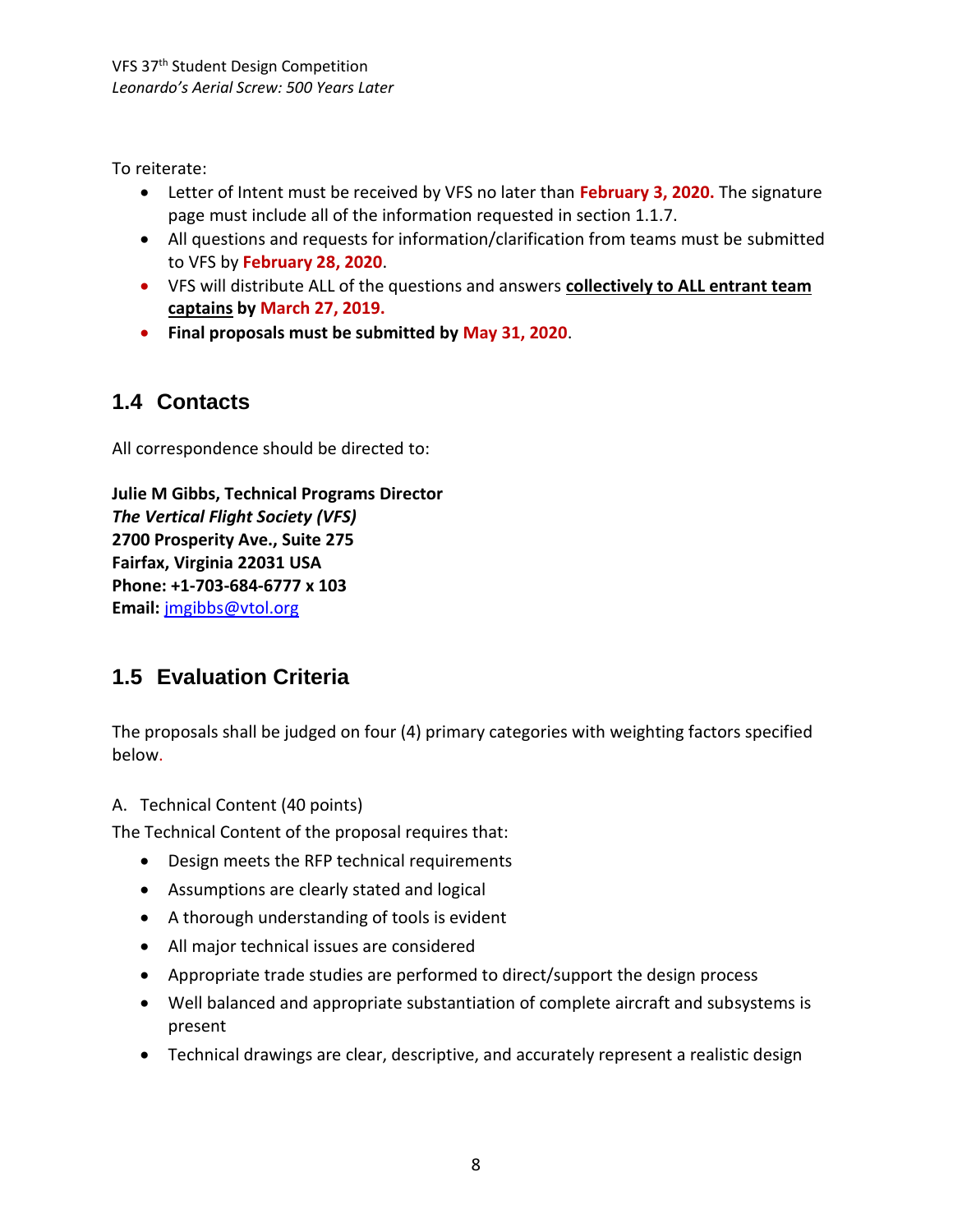To reiterate:

- Letter of Intent must be received by VFS no later than **February 3, 2020.** The signature page must include all of the information requested in section 1.1.7.
- All questions and requests for information/clarification from teams must be submitted to VFS by **February 28, 2020**.
- VFS will distribute ALL of the questions and answers **collectively to ALL entrant team captains** by **March 27, 2019.**
- **Final proposals must be submitted by May 31, 2020**.

## 1.4 Contacts

All correspondence should be directed to:

**Julie M Gibbs, Technical Programs Director**
***The Vertical Flight Society (VFS)***
**2700 Prosperity Ave., Suite 275**
**Fairfax, Virginia 22031 USA**
**Phone: +1-703-684-6777 x 103**
**Email:** jmgibbs@vtol.org

## 1.5 Evaluation Criteria

The proposals shall be judged on four (4) primary categories with weighting factors specified below.

A. Technical Content (40 points)

The Technical Content of the proposal requires that:

- Design meets the RFP technical requirements
- Assumptions are clearly stated and logical
- A thorough understanding of tools is evident
- All major technical issues are considered
- Appropriate trade studies are performed to direct/support the design process
- Well balanced and appropriate substantiation of complete aircraft and subsystems is present
- Technical drawings are clear, descriptive, and accurately represent a realistic design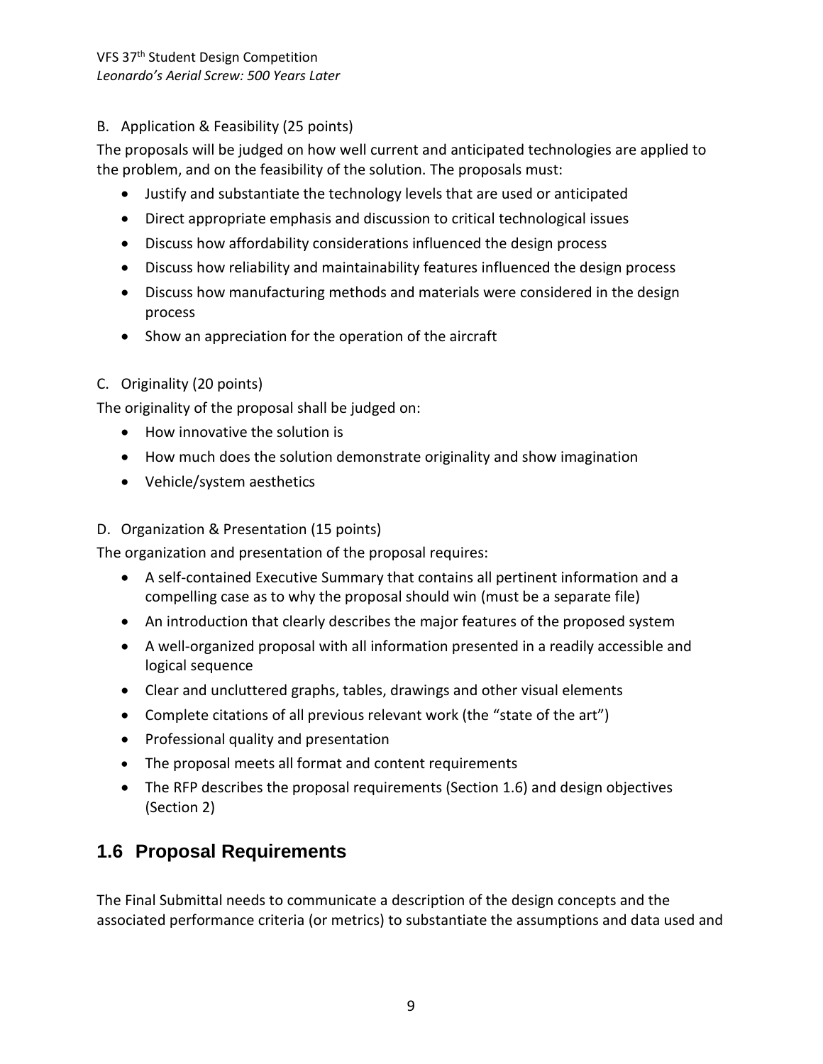B. Application & Feasibility (25 points)

The proposals will be judged on how well current and anticipated technologies are applied to the problem, and on the feasibility of the solution. The proposals must:

- Justify and substantiate the technology levels that are used or anticipated
- Direct appropriate emphasis and discussion to critical technological issues
- Discuss how affordability considerations influenced the design process
- Discuss how reliability and maintainability features influenced the design process
- Discuss how manufacturing methods and materials were considered in the design process
- Show an appreciation for the operation of the aircraft

C. Originality (20 points)

The originality of the proposal shall be judged on:

- How innovative the solution is
- How much does the solution demonstrate originality and show imagination
- Vehicle/system aesthetics

D. Organization & Presentation (15 points)

The organization and presentation of the proposal requires:

- A self-contained Executive Summary that contains all pertinent information and a compelling case as to why the proposal should win (must be a separate file)
- An introduction that clearly describes the major features of the proposed system
- A well-organized proposal with all information presented in a readily accessible and logical sequence
- Clear and uncluttered graphs, tables, drawings and other visual elements
- Complete citations of all previous relevant work (the "state of the art")
- Professional quality and presentation
- The proposal meets all format and content requirements
- The RFP describes the proposal requirements (Section 1.6) and design objectives (Section 2)

## 1.6 Proposal Requirements

The Final Submittal needs to communicate a description of the design concepts and the associated performance criteria (or metrics) to substantiate the assumptions and data used and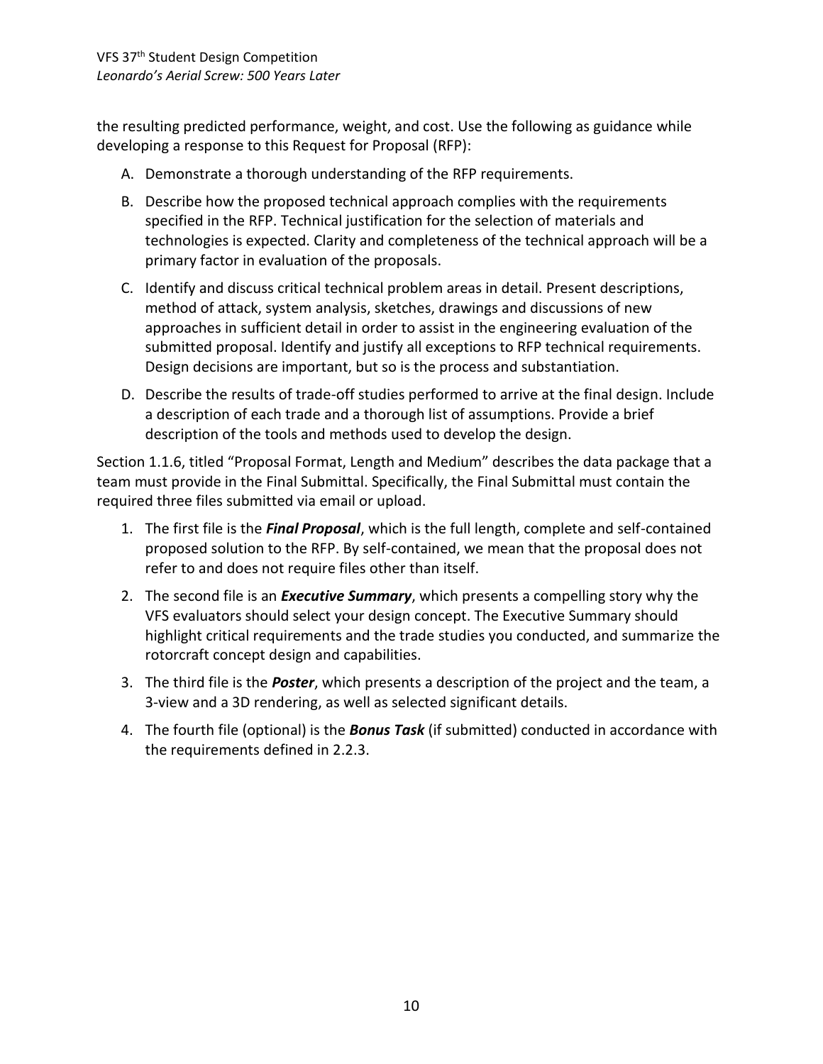the resulting predicted performance, weight, and cost. Use the following as guidance while developing a response to this Request for Proposal (RFP):

A. Demonstrate a thorough understanding of the RFP requirements.

B. Describe how the proposed technical approach complies with the requirements specified in the RFP. Technical justification for the selection of materials and technologies is expected. Clarity and completeness of the technical approach will be a primary factor in evaluation of the proposals.

C. Identify and discuss critical technical problem areas in detail. Present descriptions, method of attack, system analysis, sketches, drawings and discussions of new approaches in sufficient detail in order to assist in the engineering evaluation of the submitted proposal. Identify and justify all exceptions to RFP technical requirements. Design decisions are important, but so is the process and substantiation.

D. Describe the results of trade-off studies performed to arrive at the final design. Include a description of each trade and a thorough list of assumptions. Provide a brief description of the tools and methods used to develop the design.

Section 1.1.6, titled "Proposal Format, Length and Medium" describes the data package that a team must provide in the Final Submittal. Specifically, the Final Submittal must contain the required three files submitted via email or upload.

1. The first file is the ***Final Proposal***, which is the full length, complete and self-contained proposed solution to the RFP. By self-contained, we mean that the proposal does not refer to and does not require files other than itself.
2. The second file is an ***Executive Summary***, which presents a compelling story why the VFS evaluators should select your design concept. The Executive Summary should highlight critical requirements and the trade studies you conducted, and summarize the rotorcraft concept design and capabilities.
3. The third file is the ***Poster***, which presents a description of the project and the team, a 3-view and a 3D rendering, as well as selected significant details.
4. The fourth file (optional) is the ***Bonus Task*** (if submitted) conducted in accordance with the requirements defined in 2.2.3.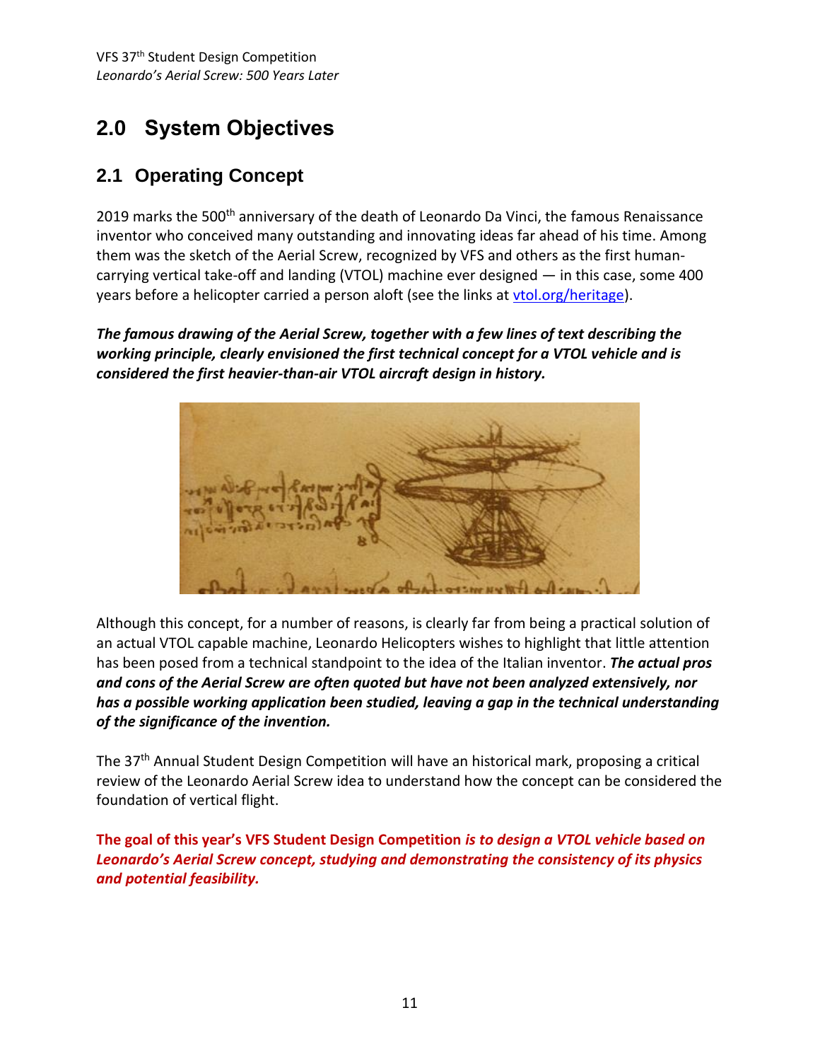# 2.0 System Objectives

## 2.1 Operating Concept

2019 marks the 500th anniversary of the death of Leonardo Da Vinci, the famous Renaissance inventor who conceived many outstanding and innovating ideas far ahead of his time. Among them was the sketch of the Aerial Screw, recognized by VFS and others as the first human-carrying vertical take-off and landing (VTOL) machine ever designed — in this case, some 400 years before a helicopter carried a person aloft (see the links at vtol.org/heritage).

***The famous drawing of the Aerial Screw, together with a few lines of text describing the working principle, clearly envisioned the first technical concept for a VTOL vehicle and is considered the first heavier-than-air VTOL aircraft design in history.***

Although this concept, for a number of reasons, is clearly far from being a practical solution of an actual VTOL capable machine, Leonardo Helicopters wishes to highlight that little attention has been posed from a technical standpoint to the idea of the Italian inventor. ***The actual pros and cons of the Aerial Screw are often quoted but have not been analyzed extensively, nor has a possible working application been studied, leaving a gap in the technical understanding of the significance of the invention.***

The 37th Annual Student Design Competition will have an historical mark, proposing a critical review of the Leonardo Aerial Screw idea to understand how the concept can be considered the foundation of vertical flight.

**The goal of this year's VFS Student Design Competition *is to design a VTOL vehicle based on Leonardo's Aerial Screw concept, studying and demonstrating the consistency of its physics and potential feasibility.***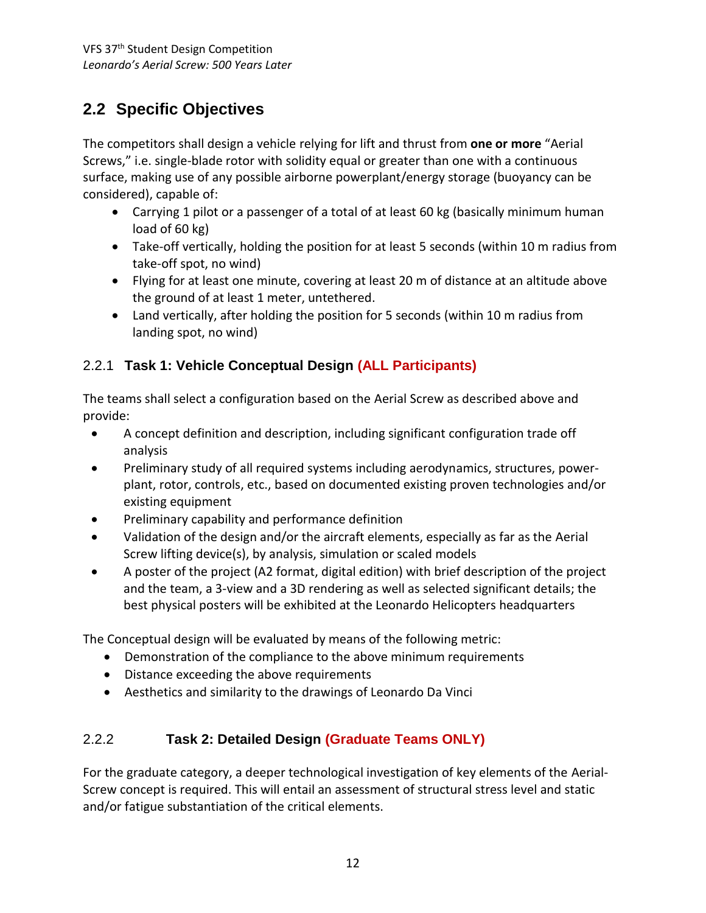## 2.2 Specific Objectives

The competitors shall design a vehicle relying for lift and thrust from **one or more** "Aerial Screws," i.e. single-blade rotor with solidity equal or greater than one with a continuous surface, making use of any possible airborne powerplant/energy storage (buoyancy can be considered), capable of:

- Carrying 1 pilot or a passenger of a total of at least 60 kg (basically minimum human load of 60 kg)
- Take-off vertically, holding the position for at least 5 seconds (within 10 m radius from take-off spot, no wind)
- Flying for at least one minute, covering at least 20 m of distance at an altitude above the ground of at least 1 meter, untethered.
- Land vertically, after holding the position for 5 seconds (within 10 m radius from landing spot, no wind)

### 2.2.1 Task 1: Vehicle Conceptual Design (ALL Participants)

The teams shall select a configuration based on the Aerial Screw as described above and provide:

- A concept definition and description, including significant configuration trade off analysis
- Preliminary study of all required systems including aerodynamics, structures, power-plant, rotor, controls, etc., based on documented existing proven technologies and/or existing equipment
- Preliminary capability and performance definition
- Validation of the design and/or the aircraft elements, especially as far as the Aerial Screw lifting device(s), by analysis, simulation or scaled models
- A poster of the project (A2 format, digital edition) with brief description of the project and the team, a 3-view and a 3D rendering as well as selected significant details; the best physical posters will be exhibited at the Leonardo Helicopters headquarters

The Conceptual design will be evaluated by means of the following metric:

- Demonstration of the compliance to the above minimum requirements
- Distance exceeding the above requirements
- Aesthetics and similarity to the drawings of Leonardo Da Vinci

### 2.2.2 Task 2: Detailed Design (Graduate Teams ONLY)

For the graduate category, a deeper technological investigation of key elements of the Aerial-Screw concept is required. This will entail an assessment of structural stress level and static and/or fatigue substantiation of the critical elements.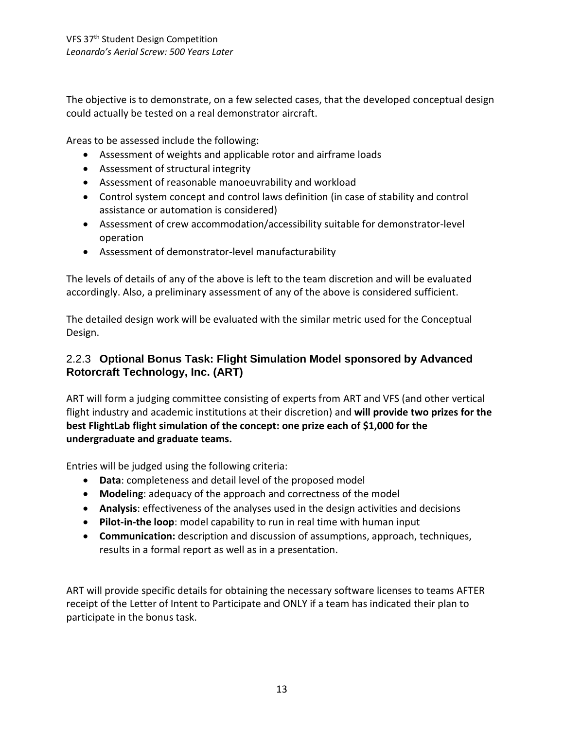The objective is to demonstrate, on a few selected cases, that the developed conceptual design could actually be tested on a real demonstrator aircraft.

Areas to be assessed include the following:

- Assessment of weights and applicable rotor and airframe loads
- Assessment of structural integrity
- Assessment of reasonable manoeuvrability and workload
- Control system concept and control laws definition (in case of stability and control assistance or automation is considered)
- Assessment of crew accommodation/accessibility suitable for demonstrator-level operation
- Assessment of demonstrator-level manufacturability

The levels of details of any of the above is left to the team discretion and will be evaluated accordingly. Also, a preliminary assessment of any of the above is considered sufficient.

The detailed design work will be evaluated with the similar metric used for the Conceptual Design.

### 2.2.3 **Optional Bonus Task: Flight Simulation Model sponsored by Advanced Rotorcraft Technology, Inc. (ART)**

ART will form a judging committee consisting of experts from ART and VFS (and other vertical flight industry and academic institutions at their discretion) and **will provide two prizes for the best FlightLab flight simulation of the concept: one prize each of $1,000 for the undergraduate and graduate teams.**

Entries will be judged using the following criteria:

- **Data**: completeness and detail level of the proposed model
- **Modeling**: adequacy of the approach and correctness of the model
- **Analysis**: effectiveness of the analyses used in the design activities and decisions
- **Pilot-in-the loop**: model capability to run in real time with human input
- **Communication:** description and discussion of assumptions, approach, techniques, results in a formal report as well as in a presentation.

ART will provide specific details for obtaining the necessary software licenses to teams AFTER receipt of the Letter of Intent to Participate and ONLY if a team has indicated their plan to participate in the bonus task.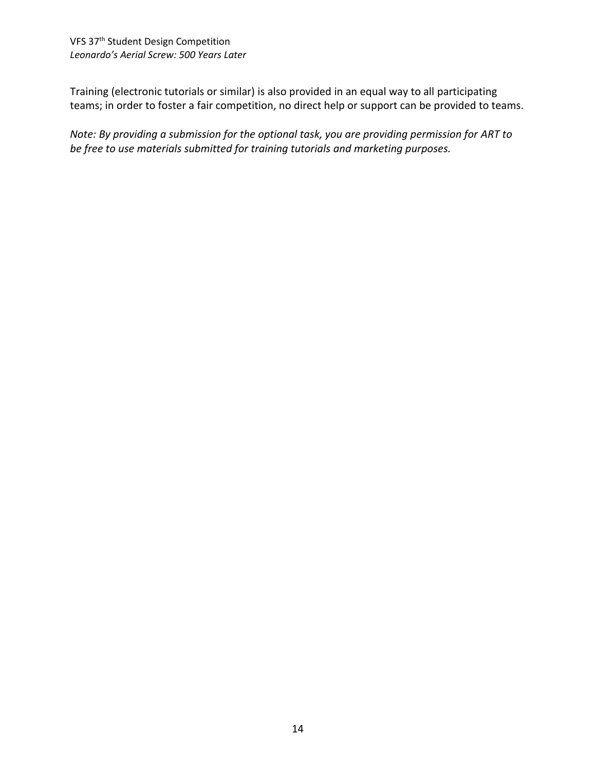Training (electronic tutorials or similar) is also provided in an equal way to all participating teams; in order to foster a fair competition, no direct help or support can be provided to teams.

*Note: By providing a submission for the optional task, you are providing permission for ART to be free to use materials submitted for training tutorials and marketing purposes.*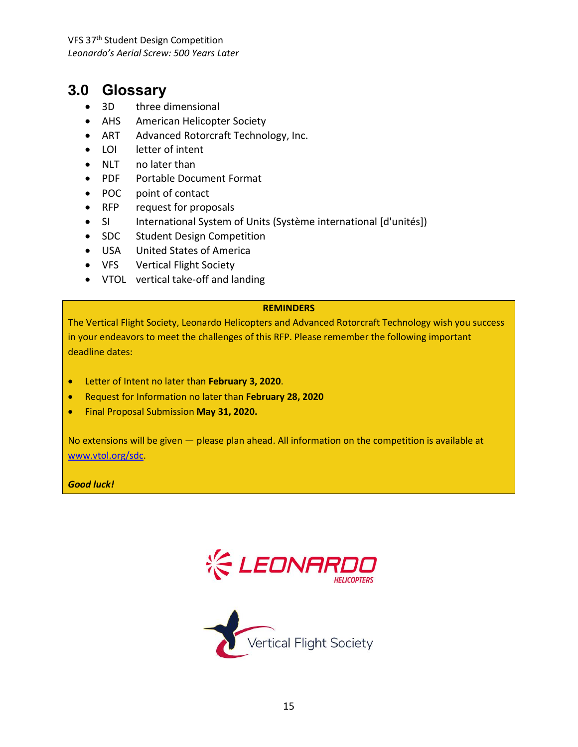## 3.0 Glossary

- 3D three dimensional
- AHS American Helicopter Society
- ART Advanced Rotorcraft Technology, Inc.
- LOI letter of intent
- NLT no later than
- PDF Portable Document Format
- POC point of contact
- RFP request for proposals
- SI International System of Units (Système international [d'unités])
- SDC Student Design Competition
- USA United States of America
- VFS Vertical Flight Society
- VTOL vertical take-off and landing

**REMINDERS**

The Vertical Flight Society, Leonardo Helicopters and Advanced Rotorcraft Technology wish you success in your endeavors to meet the challenges of this RFP. Please remember the following important deadline dates:

- Letter of Intent no later than **February 3, 2020**.
- Request for Information no later than **February 28, 2020**
- Final Proposal Submission **May 31, 2020.**

No extensions will be given — please plan ahead. All information on the competition is available at www.vtol.org/sdc.

***Good luck!***

LEONARDO HELICOPTERS

Vertical Flight Society